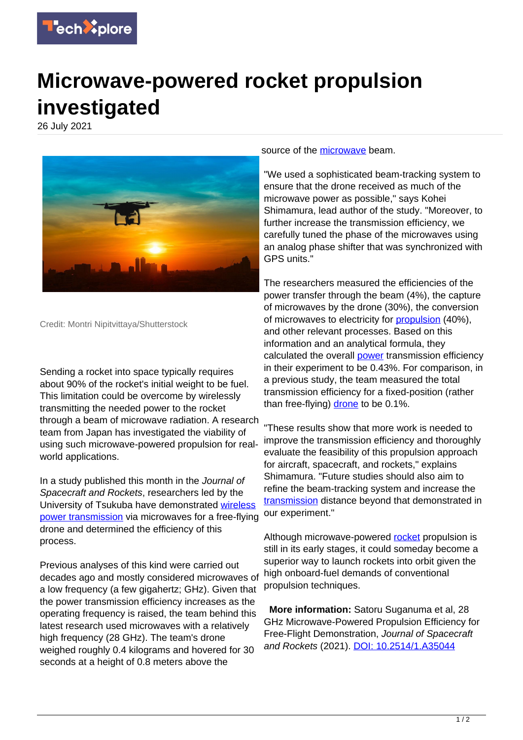# Microwave-powered rocket propulsion investigated

26 July 2021

Credit: Montri Nipitvittaya/Shutterstock

Sending a rocket into space typically requires about 90% of the rocket's initial weight to be fuel. This limitation could be overcome by wirelessly transmitting the needed power to the rocket through a beam of microwave radiation. A research team from Japan has investigated the viability of using such microwave-powered propulsion for real-world applications.

In a study published this month in the *Journal of Spacecraft and Rockets*, researchers led by the University of Tsukuba have demonstrated wireless power transmission via microwaves for a free-flying drone and determined the efficiency of this process.

Previous analyses of this kind were carried out decades ago and mostly considered microwaves of a low frequency (a few gigahertz; GHz). Given that the power transmission efficiency increases as the operating frequency is raised, the team behind this latest research used microwaves with a relatively high frequency (28 GHz). The team's drone weighed roughly 0.4 kilograms and hovered for 30 seconds at a height of 0.8 meters above the source of the microwave beam.

"We used a sophisticated beam-tracking system to ensure that the drone received as much of the microwave power as possible," says Kohei Shimamura, lead author of the study. "Moreover, to further increase the transmission efficiency, we carefully tuned the phase of the microwaves using an analog phase shifter that was synchronized with GPS units."

The researchers measured the efficiencies of the power transfer through the beam (4%), the capture of microwaves by the drone (30%), the conversion of microwaves to electricity for propulsion (40%), and other relevant processes. Based on this information and an analytical formula, they calculated the overall power transmission efficiency in their experiment to be 0.43%. For comparison, in a previous study, the team measured the total transmission efficiency for a fixed-position (rather than free-flying) drone to be 0.1%.

"These results show that more work is needed to improve the transmission efficiency and thoroughly evaluate the feasibility of this propulsion approach for aircraft, spacecraft, and rockets," explains Shimamura. "Future studies should also aim to refine the beam-tracking system and increase the transmission distance beyond that demonstrated in our experiment."

Although microwave-powered rocket propulsion is still in its early stages, it could someday become a superior way to launch rockets into orbit given the high onboard-fuel demands of conventional propulsion techniques.

**More information:** Satoru Suganuma et al, 28 GHz Microwave-Powered Propulsion Efficiency for Free-Flight Demonstration, *Journal of Spacecraft and Rockets* (2021). DOI: 10.2514/1.A35044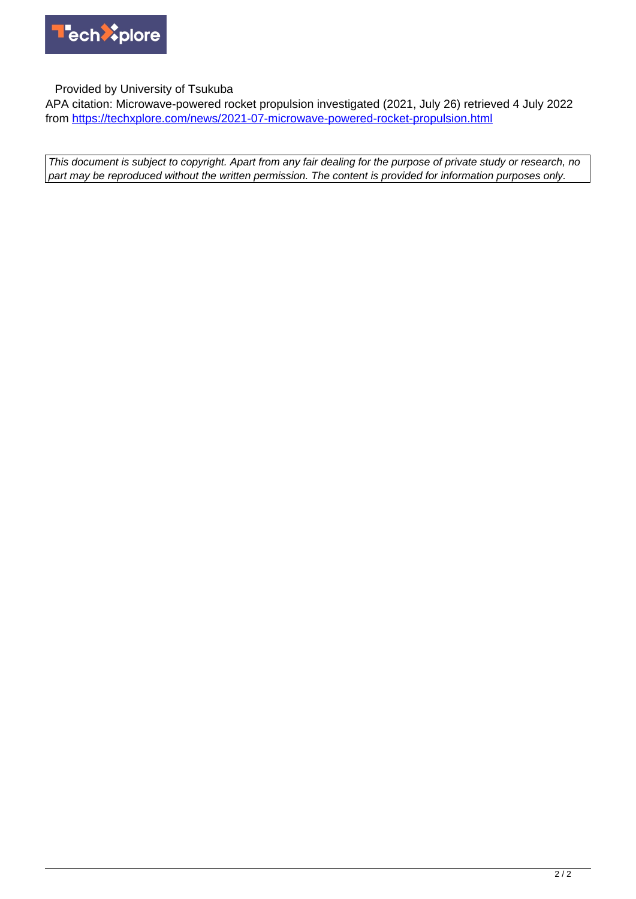Provided by University of Tsukuba

APA citation: Microwave-powered rocket propulsion investigated (2021, July 26) retrieved 4 July 2022 from https://techxplore.com/news/2021-07-microwave-powered-rocket-propulsion.html

*This document is subject to copyright. Apart from any fair dealing for the purpose of private study or research, no part may be reproduced without the written permission. The content is provided for information purposes only.*